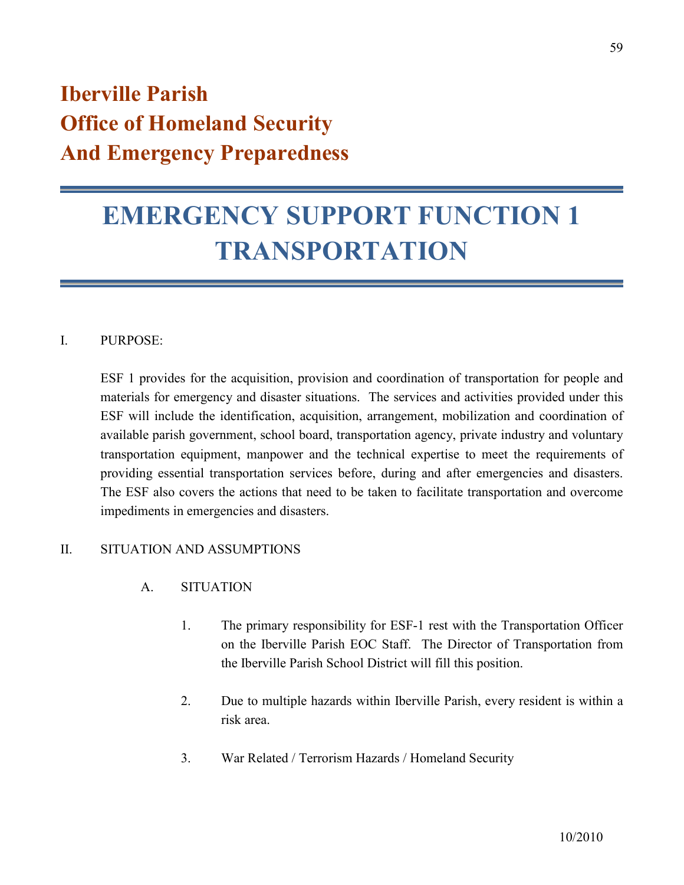# Iberville Parish
# Office of Homeland Security
# And Emergency Preparedness

# EMERGENCY SUPPORT FUNCTION 1
# TRANSPORTATION

I. PURPOSE:

ESF 1 provides for the acquisition, provision and coordination of transportation for people and materials for emergency and disaster situations. The services and activities provided under this ESF will include the identification, acquisition, arrangement, mobilization and coordination of available parish government, school board, transportation agency, private industry and voluntary transportation equipment, manpower and the technical expertise to meet the requirements of providing essential transportation services before, during and after emergencies and disasters. The ESF also covers the actions that need to be taken to facilitate transportation and overcome impediments in emergencies and disasters.

II. SITUATION AND ASSUMPTIONS

A. SITUATION

1. The primary responsibility for ESF-1 rest with the Transportation Officer on the Iberville Parish EOC Staff. The Director of Transportation from the Iberville Parish School District will fill this position.

2. Due to multiple hazards within Iberville Parish, every resident is within a risk area.

3. War Related / Terrorism Hazards / Homeland Security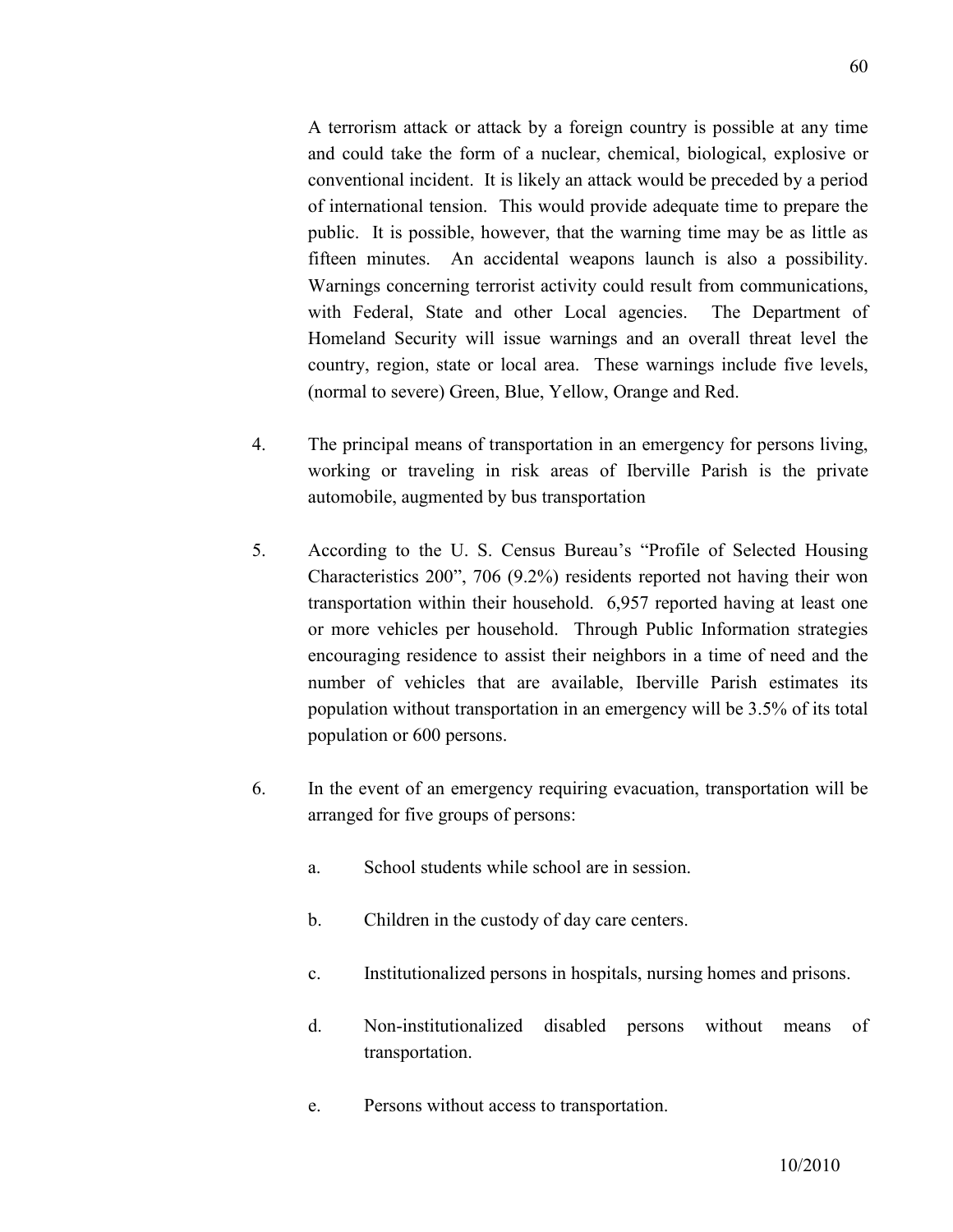A terrorism attack or attack by a foreign country is possible at any time and could take the form of a nuclear, chemical, biological, explosive or conventional incident. It is likely an attack would be preceded by a period of international tension. This would provide adequate time to prepare the public. It is possible, however, that the warning time may be as little as fifteen minutes. An accidental weapons launch is also a possibility. Warnings concerning terrorist activity could result from communications, with Federal, State and other Local agencies. The Department of Homeland Security will issue warnings and an overall threat level the country, region, state or local area. These warnings include five levels, (normal to severe) Green, Blue, Yellow, Orange and Red.

4. The principal means of transportation in an emergency for persons living, working or traveling in risk areas of Iberville Parish is the private automobile, augmented by bus transportation

5. According to the U. S. Census Bureau's "Profile of Selected Housing Characteristics 200", 706 (9.2%) residents reported not having their won transportation within their household. 6,957 reported having at least one or more vehicles per household. Through Public Information strategies encouraging residence to assist their neighbors in a time of need and the number of vehicles that are available, Iberville Parish estimates its population without transportation in an emergency will be 3.5% of its total population or 600 persons.

6. In the event of an emergency requiring evacuation, transportation will be arranged for five groups of persons:

   a. School students while school are in session.

   b. Children in the custody of day care centers.

   c. Institutionalized persons in hospitals, nursing homes and prisons.

   d. Non-institutionalized disabled persons without means of transportation.

   e. Persons without access to transportation.

10/2010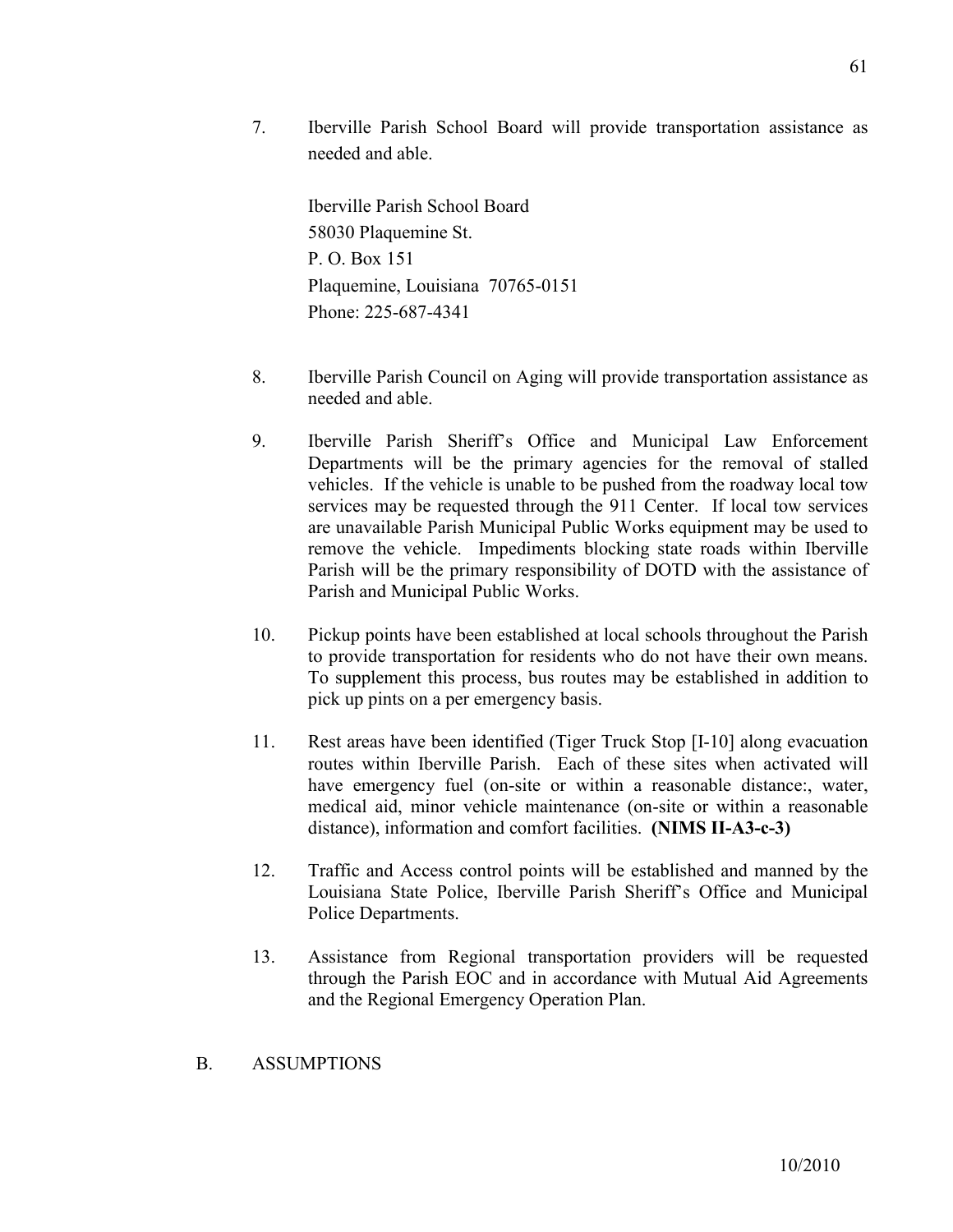7. Iberville Parish School Board will provide transportation assistance as needed and able.

   Iberville Parish School Board
   58030 Plaquemine St.
   P. O. Box 151
   Plaquemine, Louisiana 70765-0151
   Phone: 225-687-4341

8. Iberville Parish Council on Aging will provide transportation assistance as needed and able.

9. Iberville Parish Sheriff's Office and Municipal Law Enforcement Departments will be the primary agencies for the removal of stalled vehicles. If the vehicle is unable to be pushed from the roadway local tow services may be requested through the 911 Center. If local tow services are unavailable Parish Municipal Public Works equipment may be used to remove the vehicle. Impediments blocking state roads within Iberville Parish will be the primary responsibility of DOTD with the assistance of Parish and Municipal Public Works.

10. Pickup points have been established at local schools throughout the Parish to provide transportation for residents who do not have their own means. To supplement this process, bus routes may be established in addition to pick up pints on a per emergency basis.

11. Rest areas have been identified (Tiger Truck Stop [I-10] along evacuation routes within Iberville Parish. Each of these sites when activated will have emergency fuel (on-site or within a reasonable distance:, water, medical aid, minor vehicle maintenance (on-site or within a reasonable distance), information and comfort facilities. **(NIMS II-A3-c-3)**

12. Traffic and Access control points will be established and manned by the Louisiana State Police, Iberville Parish Sheriff's Office and Municipal Police Departments.

13. Assistance from Regional transportation providers will be requested through the Parish EOC and in accordance with Mutual Aid Agreements and the Regional Emergency Operation Plan.

B. ASSUMPTIONS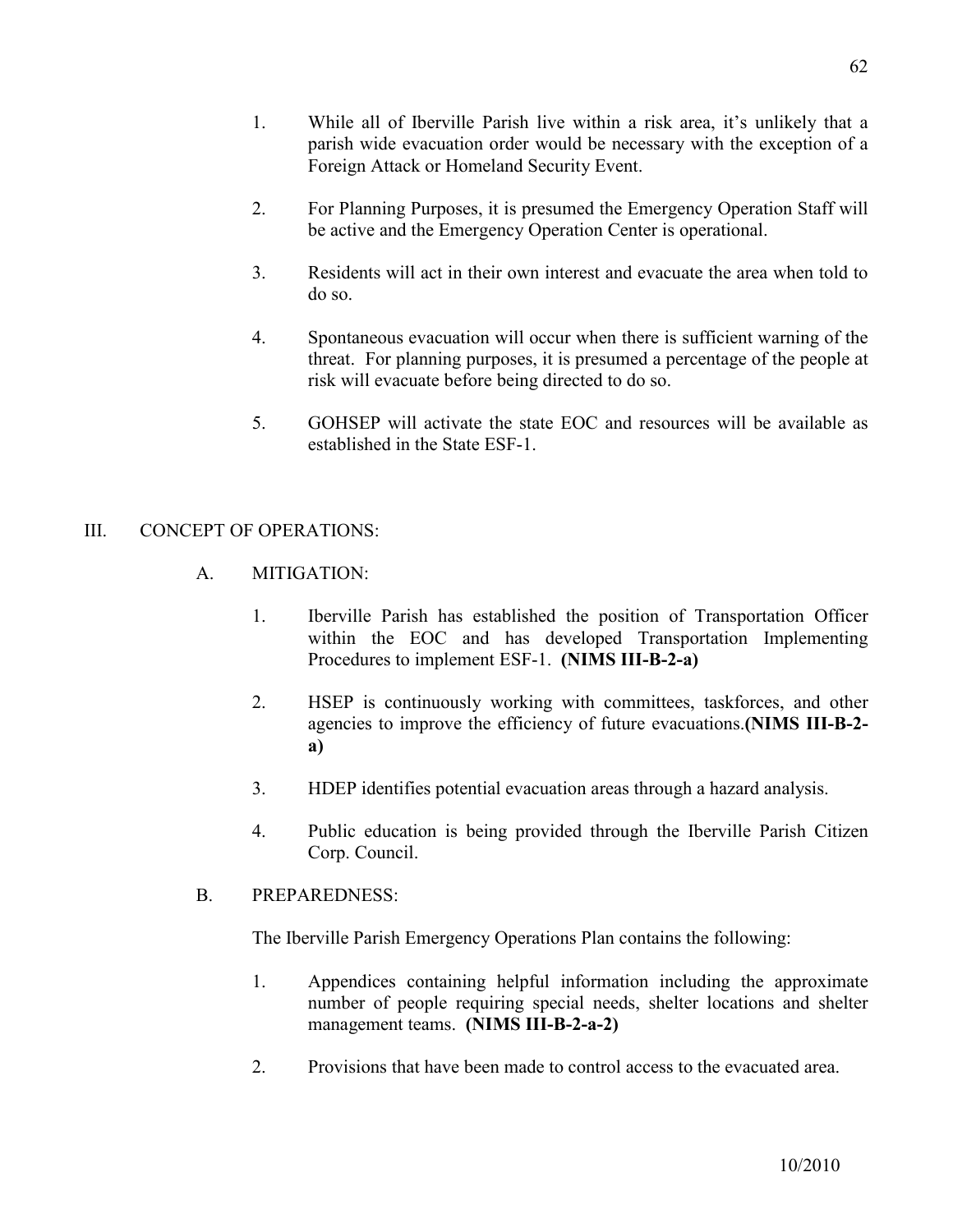1. While all of Iberville Parish live within a risk area, it's unlikely that a parish wide evacuation order would be necessary with the exception of a Foreign Attack or Homeland Security Event.

2. For Planning Purposes, it is presumed the Emergency Operation Staff will be active and the Emergency Operation Center is operational.

3. Residents will act in their own interest and evacuate the area when told to do so.

4. Spontaneous evacuation will occur when there is sufficient warning of the threat. For planning purposes, it is presumed a percentage of the people at risk will evacuate before being directed to do so.

5. GOHSEP will activate the state EOC and resources will be available as established in the State ESF-1.

## III. CONCEPT OF OPERATIONS:

### A. MITIGATION:

1. Iberville Parish has established the position of Transportation Officer within the EOC and has developed Transportation Implementing Procedures to implement ESF-1. **(NIMS III-B-2-a)**

2. HSEP is continuously working with committees, taskforces, and other agencies to improve the efficiency of future evacuations.**(NIMS III-B-2-a)**

3. HDEP identifies potential evacuation areas through a hazard analysis.

4. Public education is being provided through the Iberville Parish Citizen Corp. Council.

### B. PREPAREDNESS:

The Iberville Parish Emergency Operations Plan contains the following:

1. Appendices containing helpful information including the approximate number of people requiring special needs, shelter locations and shelter management teams. **(NIMS III-B-2-a-2)**

2. Provisions that have been made to control access to the evacuated area.

10/2010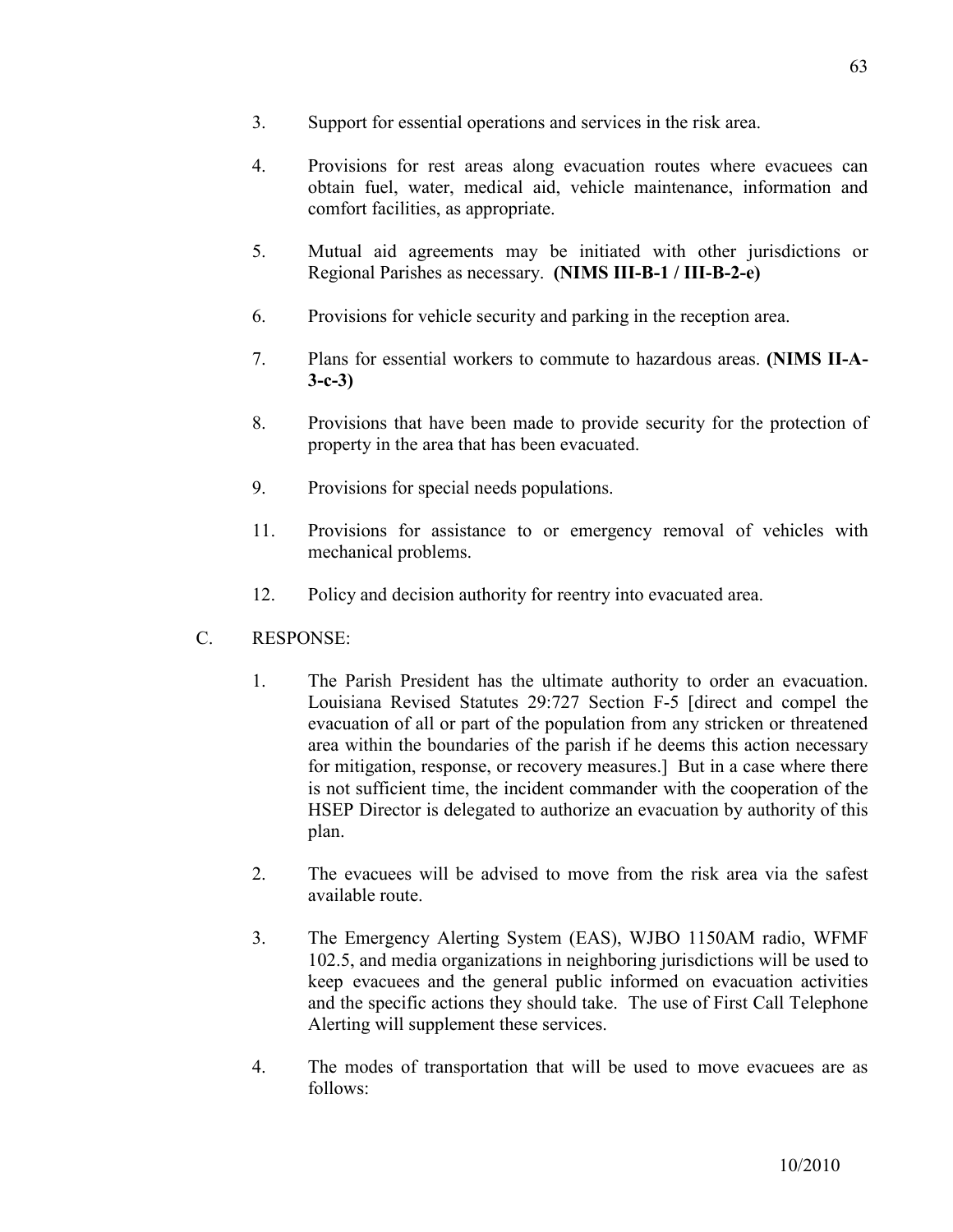3. Support for essential operations and services in the risk area.

4. Provisions for rest areas along evacuation routes where evacuees can obtain fuel, water, medical aid, vehicle maintenance, information and comfort facilities, as appropriate.

5. Mutual aid agreements may be initiated with other jurisdictions or Regional Parishes as necessary. **(NIMS III-B-1 / III-B-2-e)**

6. Provisions for vehicle security and parking in the reception area.

7. Plans for essential workers to commute to hazardous areas. **(NIMS II-A-3-c-3)**

8. Provisions that have been made to provide security for the protection of property in the area that has been evacuated.

9. Provisions for special needs populations.

11. Provisions for assistance to or emergency removal of vehicles with mechanical problems.

12. Policy and decision authority for reentry into evacuated area.

C. RESPONSE:

1. The Parish President has the ultimate authority to order an evacuation. Louisiana Revised Statutes 29:727 Section F-5 [direct and compel the evacuation of all or part of the population from any stricken or threatened area within the boundaries of the parish if he deems this action necessary for mitigation, response, or recovery measures.] But in a case where there is not sufficient time, the incident commander with the cooperation of the HSEP Director is delegated to authorize an evacuation by authority of this plan.

2. The evacuees will be advised to move from the risk area via the safest available route.

3. The Emergency Alerting System (EAS), WJBO 1150AM radio, WFMF 102.5, and media organizations in neighboring jurisdictions will be used to keep evacuees and the general public informed on evacuation activities and the specific actions they should take. The use of First Call Telephone Alerting will supplement these services.

4. The modes of transportation that will be used to move evacuees are as follows:

10/2010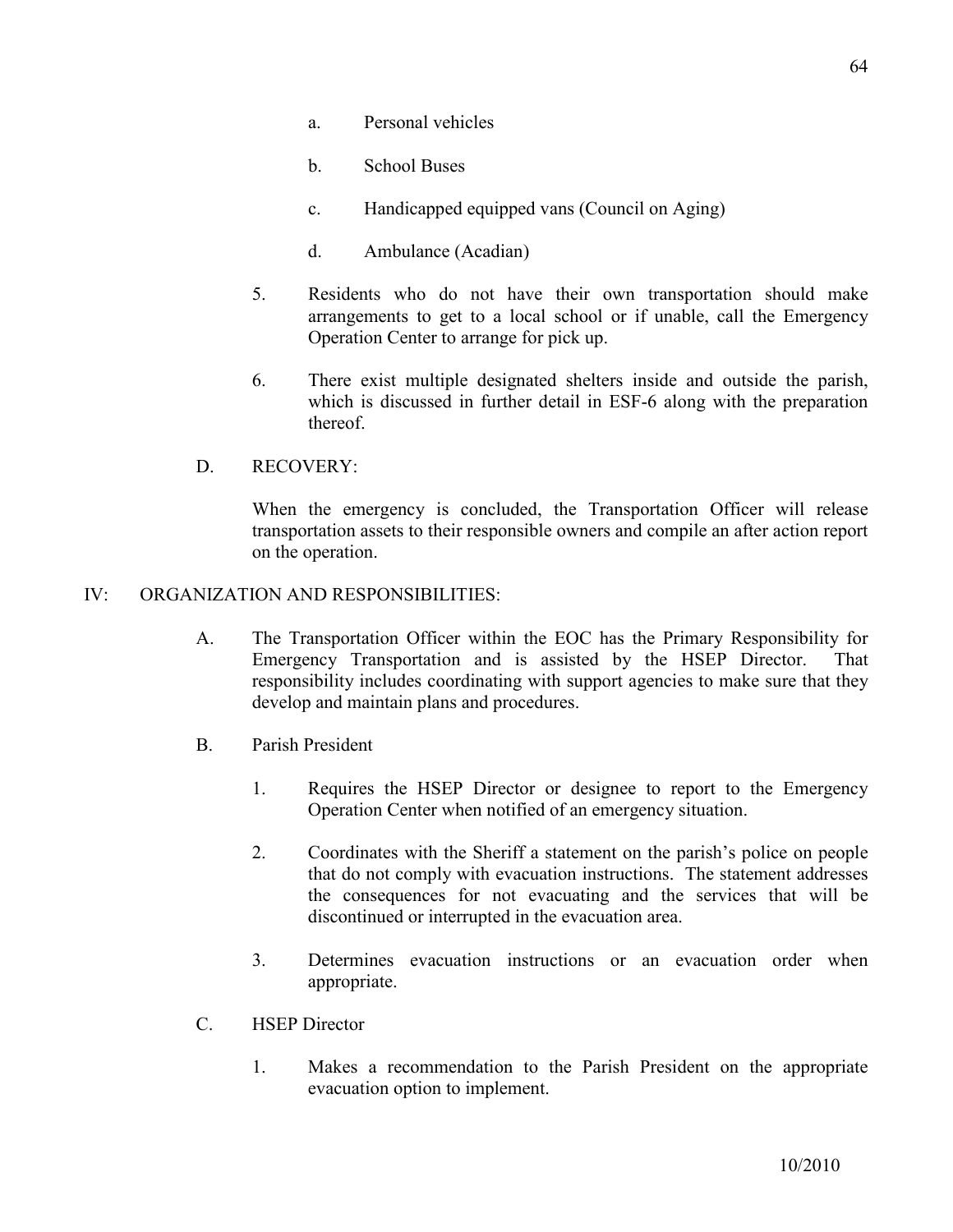a. Personal vehicles

b. School Buses

c. Handicapped equipped vans (Council on Aging)

d. Ambulance (Acadian)

5. Residents who do not have their own transportation should make arrangements to get to a local school or if unable, call the Emergency Operation Center to arrange for pick up.

6. There exist multiple designated shelters inside and outside the parish, which is discussed in further detail in ESF-6 along with the preparation thereof.

D. RECOVERY:

When the emergency is concluded, the Transportation Officer will release transportation assets to their responsible owners and compile an after action report on the operation.

## IV: ORGANIZATION AND RESPONSIBILITIES:

A. The Transportation Officer within the EOC has the Primary Responsibility for Emergency Transportation and is assisted by the HSEP Director. That responsibility includes coordinating with support agencies to make sure that they develop and maintain plans and procedures.

B. Parish President

1. Requires the HSEP Director or designee to report to the Emergency Operation Center when notified of an emergency situation.

2. Coordinates with the Sheriff a statement on the parish's police on people that do not comply with evacuation instructions. The statement addresses the consequences for not evacuating and the services that will be discontinued or interrupted in the evacuation area.

3. Determines evacuation instructions or an evacuation order when appropriate.

C. HSEP Director

1. Makes a recommendation to the Parish President on the appropriate evacuation option to implement.

10/2010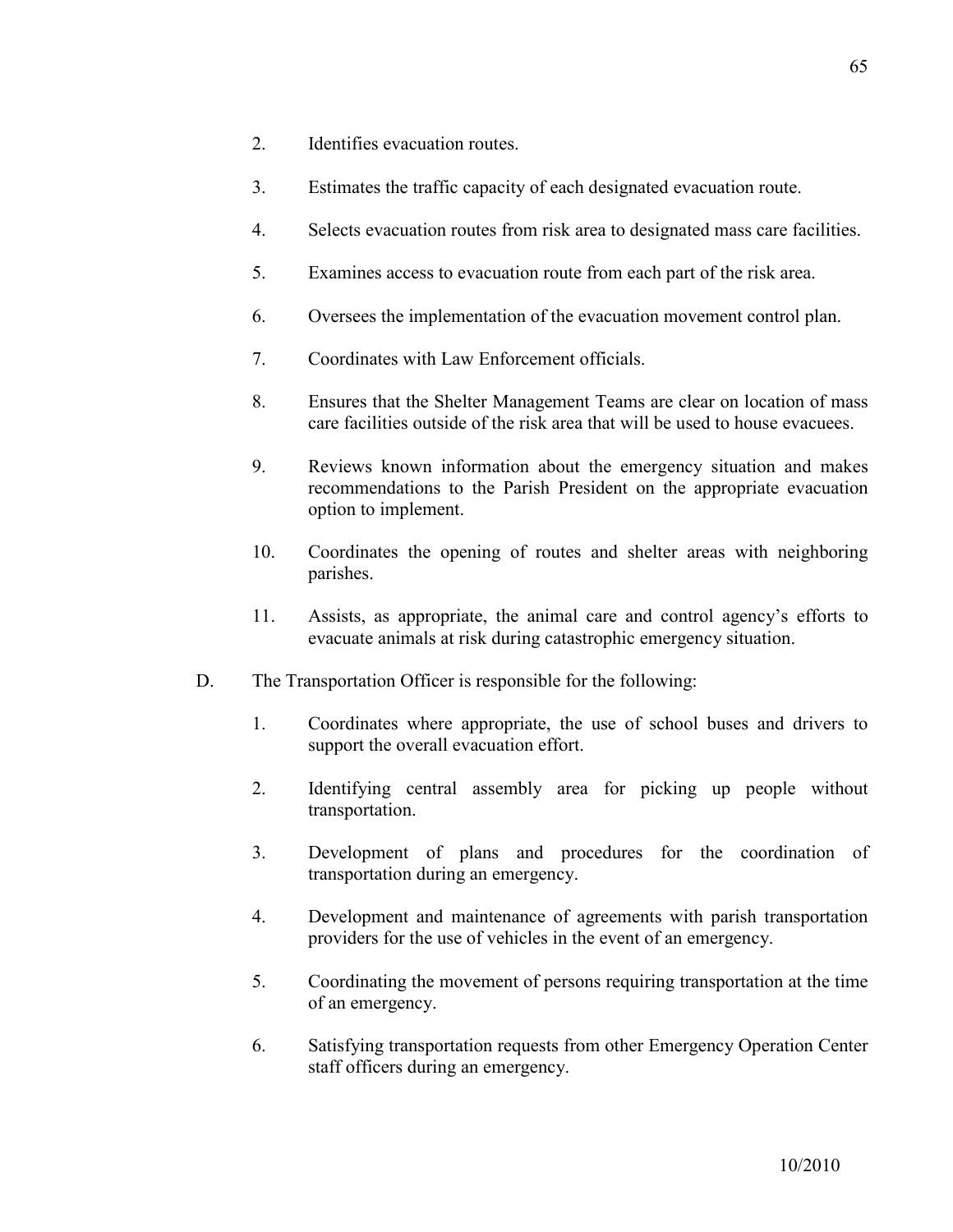2. Identifies evacuation routes.

3. Estimates the traffic capacity of each designated evacuation route.

4. Selects evacuation routes from risk area to designated mass care facilities.

5. Examines access to evacuation route from each part of the risk area.

6. Oversees the implementation of the evacuation movement control plan.

7. Coordinates with Law Enforcement officials.

8. Ensures that the Shelter Management Teams are clear on location of mass care facilities outside of the risk area that will be used to house evacuees.

9. Reviews known information about the emergency situation and makes recommendations to the Parish President on the appropriate evacuation option to implement.

10. Coordinates the opening of routes and shelter areas with neighboring parishes.

11. Assists, as appropriate, the animal care and control agency's efforts to evacuate animals at risk during catastrophic emergency situation.

D. The Transportation Officer is responsible for the following:

1. Coordinates where appropriate, the use of school buses and drivers to support the overall evacuation effort.

2. Identifying central assembly area for picking up people without transportation.

3. Development of plans and procedures for the coordination of transportation during an emergency.

4. Development and maintenance of agreements with parish transportation providers for the use of vehicles in the event of an emergency.

5. Coordinating the movement of persons requiring transportation at the time of an emergency.

6. Satisfying transportation requests from other Emergency Operation Center staff officers during an emergency.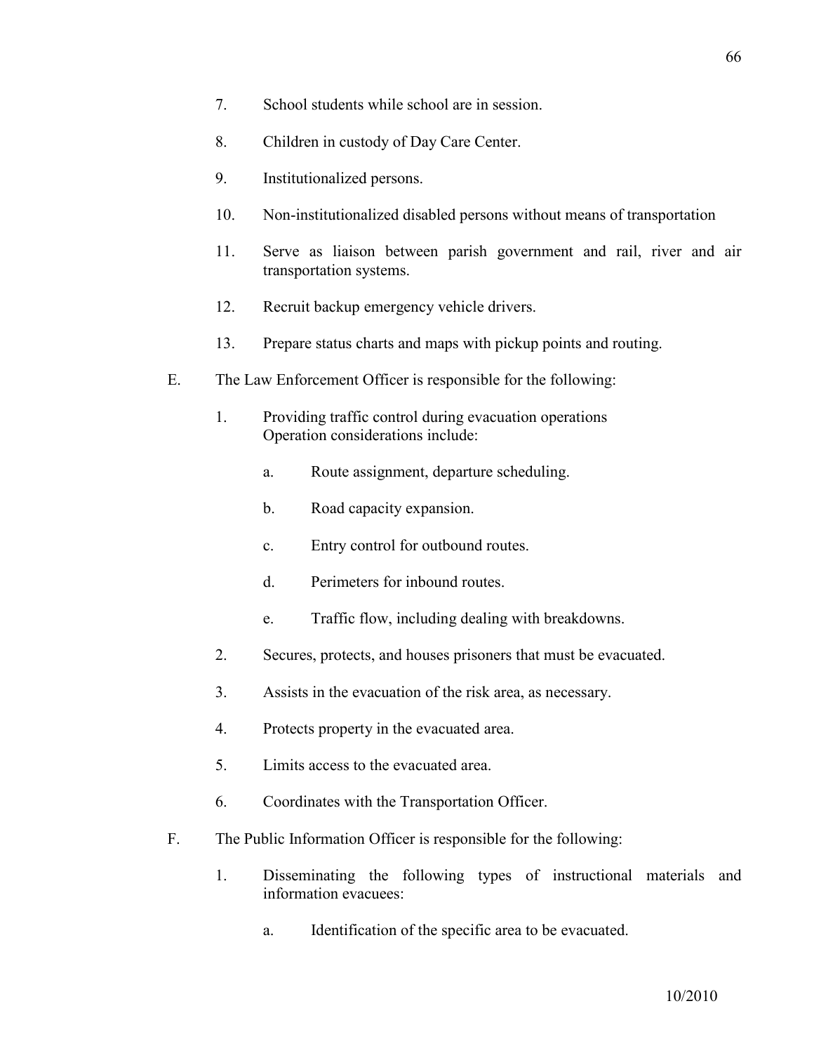7. School students while school are in session.

8. Children in custody of Day Care Center.

9. Institutionalized persons.

10. Non-institutionalized disabled persons without means of transportation

11. Serve as liaison between parish government and rail, river and air transportation systems.

12. Recruit backup emergency vehicle drivers.

13. Prepare status charts and maps with pickup points and routing.

E. The Law Enforcement Officer is responsible for the following:

   1. Providing traffic control during evacuation operations
      Operation considerations include:

      a. Route assignment, departure scheduling.

      b. Road capacity expansion.

      c. Entry control for outbound routes.

      d. Perimeters for inbound routes.

      e. Traffic flow, including dealing with breakdowns.

   2. Secures, protects, and houses prisoners that must be evacuated.

   3. Assists in the evacuation of the risk area, as necessary.

   4. Protects property in the evacuated area.

   5. Limits access to the evacuated area.

   6. Coordinates with the Transportation Officer.

F. The Public Information Officer is responsible for the following:

   1. Disseminating the following types of instructional materials and information evacuees:

      a. Identification of the specific area to be evacuated.

10/2010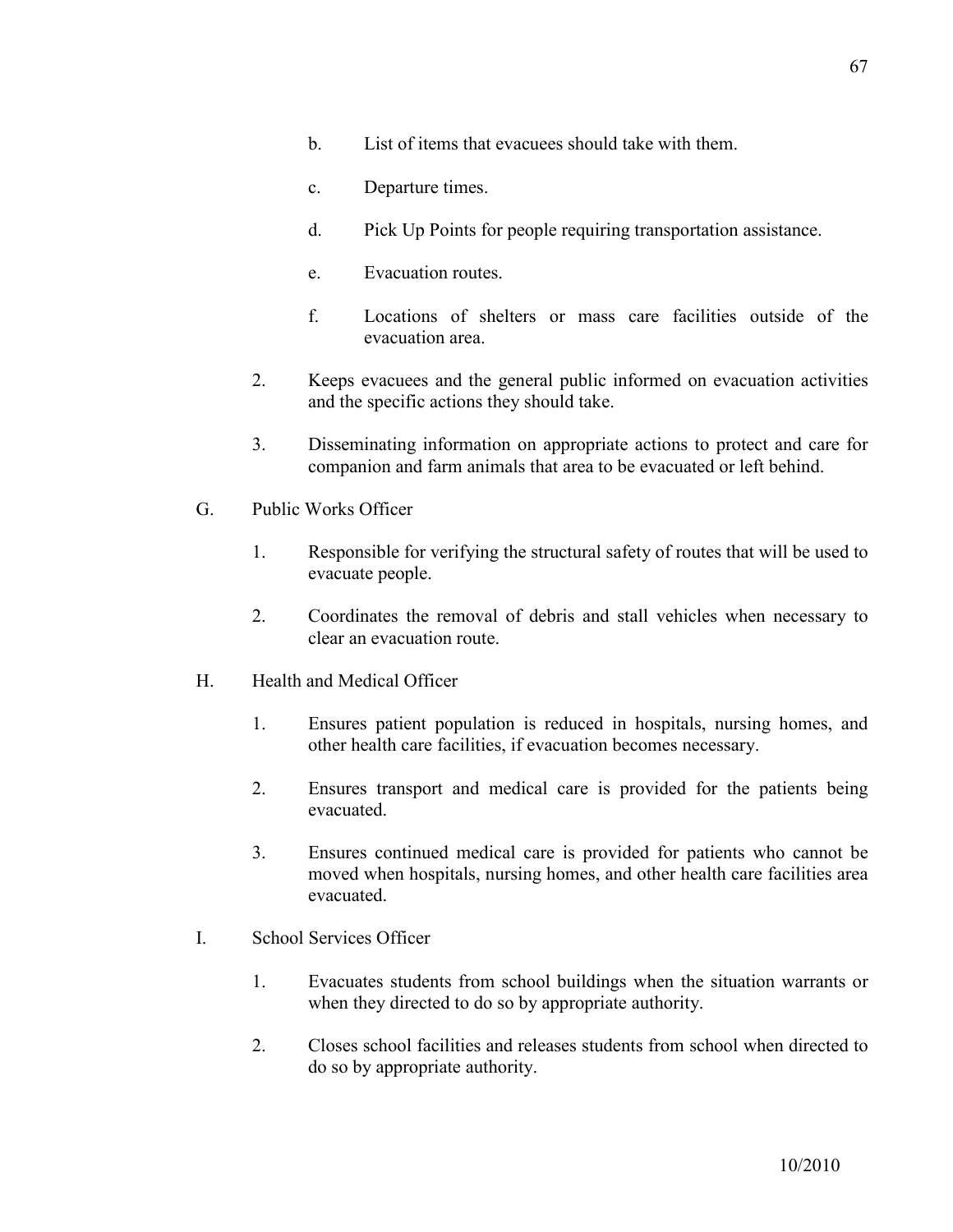b. List of items that evacuees should take with them.

c. Departure times.

d. Pick Up Points for people requiring transportation assistance.

e. Evacuation routes.

f. Locations of shelters or mass care facilities outside of the evacuation area.

2. Keeps evacuees and the general public informed on evacuation activities and the specific actions they should take.

3. Disseminating information on appropriate actions to protect and care for companion and farm animals that area to be evacuated or left behind.

G. Public Works Officer

1. Responsible for verifying the structural safety of routes that will be used to evacuate people.

2. Coordinates the removal of debris and stall vehicles when necessary to clear an evacuation route.

H. Health and Medical Officer

1. Ensures patient population is reduced in hospitals, nursing homes, and other health care facilities, if evacuation becomes necessary.

2. Ensures transport and medical care is provided for the patients being evacuated.

3. Ensures continued medical care is provided for patients who cannot be moved when hospitals, nursing homes, and other health care facilities area evacuated.

I. School Services Officer

1. Evacuates students from school buildings when the situation warrants or when they directed to do so by appropriate authority.

2. Closes school facilities and releases students from school when directed to do so by appropriate authority.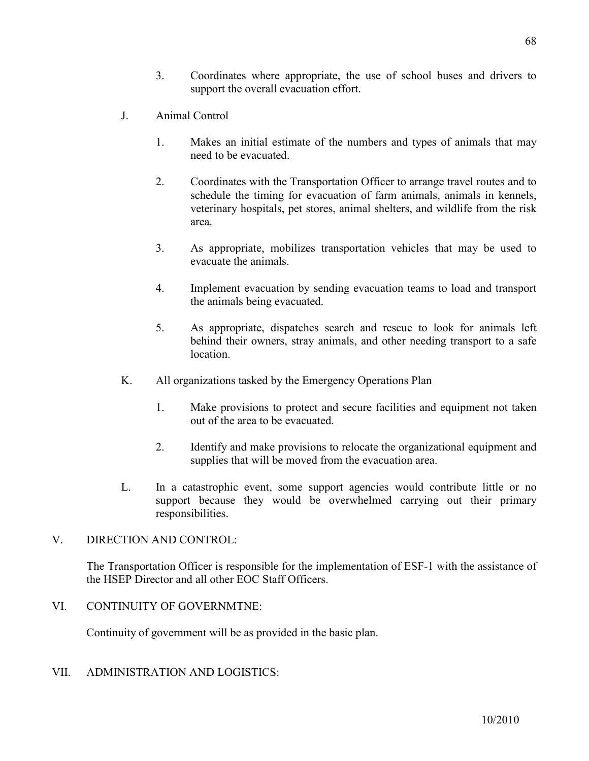3. Coordinates where appropriate, the use of school buses and drivers to support the overall evacuation effort.

J. Animal Control

1. Makes an initial estimate of the numbers and types of animals that may need to be evacuated.

2. Coordinates with the Transportation Officer to arrange travel routes and to schedule the timing for evacuation of farm animals, animals in kennels, veterinary hospitals, pet stores, animal shelters, and wildlife from the risk area.

3. As appropriate, mobilizes transportation vehicles that may be used to evacuate the animals.

4. Implement evacuation by sending evacuation teams to load and transport the animals being evacuated.

5. As appropriate, dispatches search and rescue to look for animals left behind their owners, stray animals, and other needing transport to a safe location.

K. All organizations tasked by the Emergency Operations Plan

1. Make provisions to protect and secure facilities and equipment not taken out of the area to be evacuated.

2. Identify and make provisions to relocate the organizational equipment and supplies that will be moved from the evacuation area.

L. In a catastrophic event, some support agencies would contribute little or no support because they would be overwhelmed carrying out their primary responsibilities.

## V. DIRECTION AND CONTROL:

The Transportation Officer is responsible for the implementation of ESF-1 with the assistance of the HSEP Director and all other EOC Staff Officers.

## VI. CONTINUITY OF GOVERNMTNE:

Continuity of government will be as provided in the basic plan.

## VII. ADMINISTRATION AND LOGISTICS:

10/2010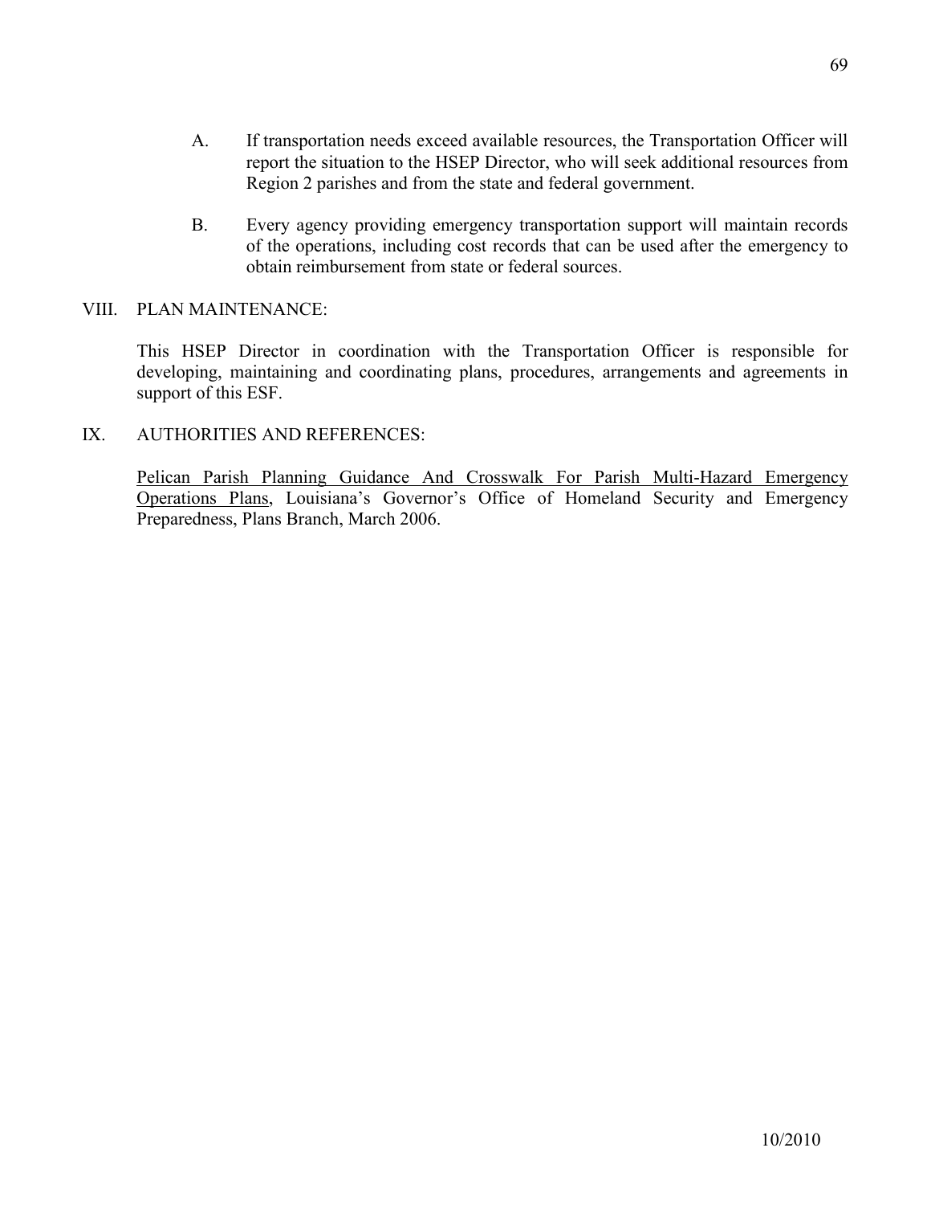A. If transportation needs exceed available resources, the Transportation Officer will report the situation to the HSEP Director, who will seek additional resources from Region 2 parishes and from the state and federal government.

B. Every agency providing emergency transportation support will maintain records of the operations, including cost records that can be used after the emergency to obtain reimbursement from state or federal sources.

## VIII. PLAN MAINTENANCE:

This HSEP Director in coordination with the Transportation Officer is responsible for developing, maintaining and coordinating plans, procedures, arrangements and agreements in support of this ESF.

## IX. AUTHORITIES AND REFERENCES:

Pelican Parish Planning Guidance And Crosswalk For Parish Multi-Hazard Emergency Operations Plans, Louisiana's Governor's Office of Homeland Security and Emergency Preparedness, Plans Branch, March 2006.